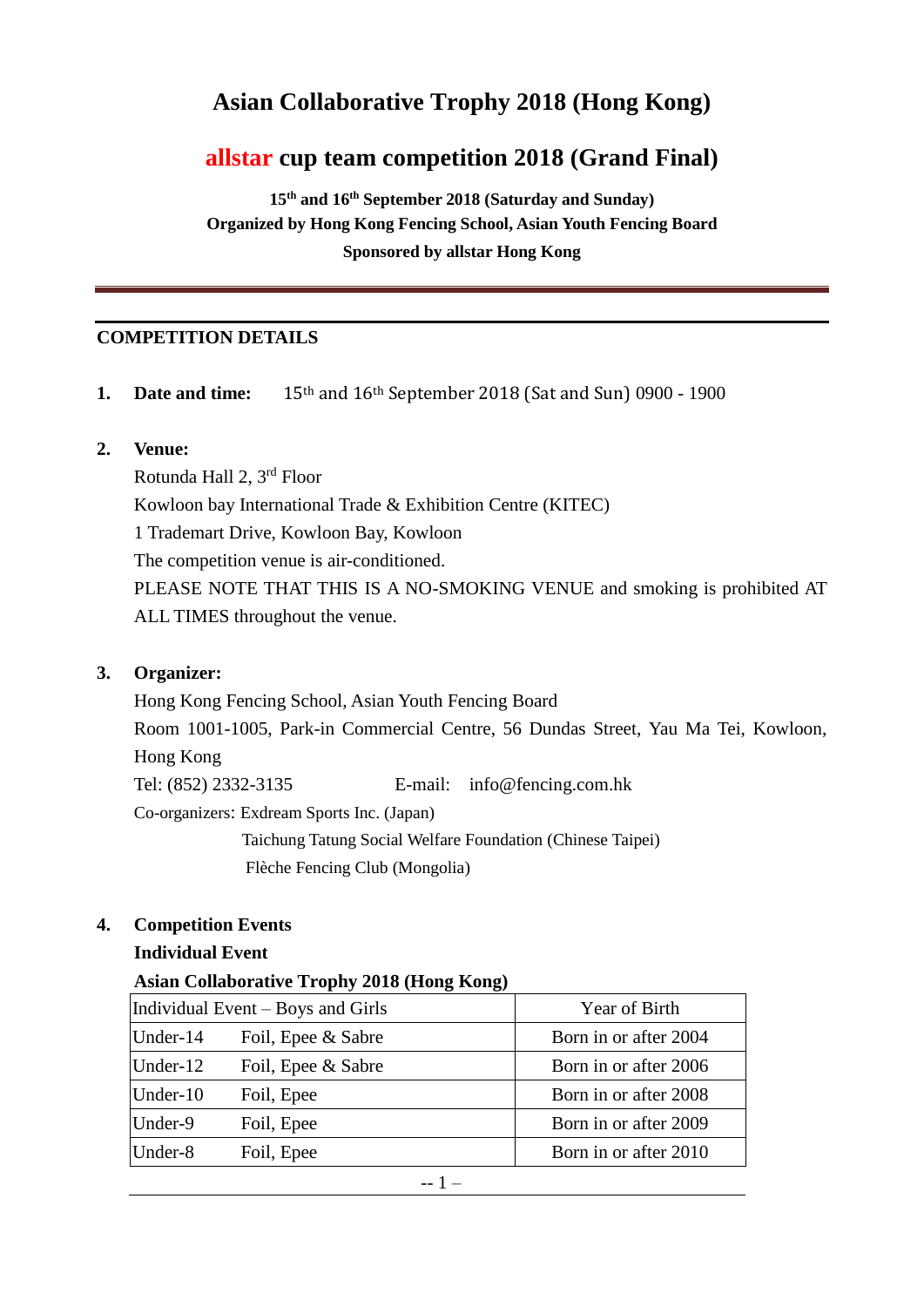# Asian Collaborative Trophy 2018 (Hong Kong)

## allstar cup team competition 2018 (Grand Final)

**15th and 16th September 2018 (Saturday and Sunday)**
**Organized by Hong Kong Fencing School, Asian Youth Fencing Board**
**Sponsored by allstar Hong Kong**

---

### COMPETITION DETAILS

1. **Date and time:** 15th and 16th September 2018 (Sat and Sun) 0900 - 1900

2. **Venue:**
   Rotunda Hall 2, 3rd Floor
   Kowloon bay International Trade & Exhibition Centre (KITEC)
   1 Trademart Drive, Kowloon Bay, Kowloon
   The competition venue is air-conditioned.
   PLEASE NOTE THAT THIS IS A NO-SMOKING VENUE and smoking is prohibited AT ALL TIMES throughout the venue.

3. **Organizer:**
   Hong Kong Fencing School, Asian Youth Fencing Board
   Room 1001-1005, Park-in Commercial Centre, 56 Dundas Street, Yau Ma Tei, Kowloon, Hong Kong
   Tel: (852) 2332-3135 E-mail: info@fencing.com.hk
   Co-organizers: Exdream Sports Inc. (Japan)
   Taichung Tatung Social Welfare Foundation (Chinese Taipei)
   Flèche Fencing Club (Mongolia)

4. **Competition Events**
   **Individual Event**
   **Asian Collaborative Trophy 2018 (Hong Kong)**

| Individual Event – Boys and Girls | | Year of Birth |
|---|---|---|
| Under-14 | Foil, Epee & Sabre | Born in or after 2004 |
| Under-12 | Foil, Epee & Sabre | Born in or after 2006 |
| Under-10 | Foil, Epee | Born in or after 2008 |
| Under-9 | Foil, Epee | Born in or after 2009 |
| Under-8 | Foil, Epee | Born in or after 2010 |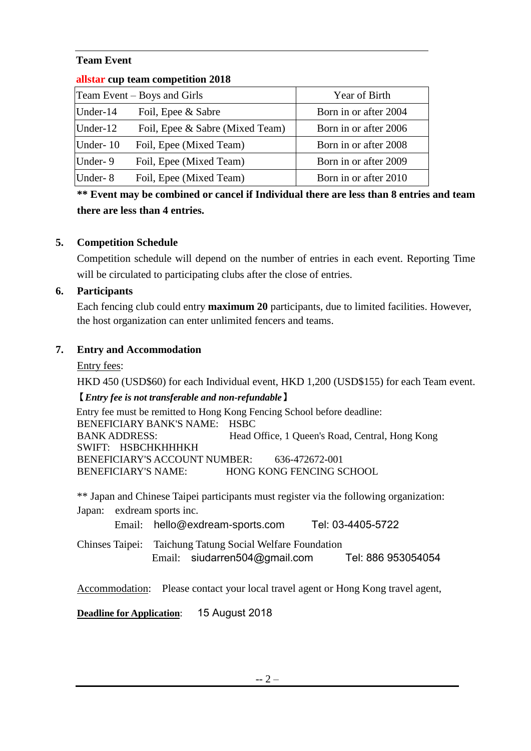**Team Event**

**allstar cup team competition 2018**

| Team Event – Boys and Girls | Year of Birth |
|---|---|
| Under-14 Foil, Epee & Sabre | Born in or after 2004 |
| Under-12 Foil, Epee & Sabre (Mixed Team) | Born in or after 2006 |
| Under- 10 Foil, Epee (Mixed Team) | Born in or after 2008 |
| Under- 9 Foil, Epee (Mixed Team) | Born in or after 2009 |
| Under- 8 Foil, Epee (Mixed Team) | Born in or after 2010 |

**\*\* Event may be combined or cancel if Individual there are less than 8 entries and team there are less than 4 entries.**

## 5. Competition Schedule

Competition schedule will depend on the number of entries in each event. Reporting Time will be circulated to participating clubs after the close of entries.

## 6. Participants

Each fencing club could entry **maximum 20** participants, due to limited facilities. However, the host organization can enter unlimited fencers and teams.

## 7. Entry and Accommodation

Entry fees:

HKD 450 (USD$60) for each Individual event, HKD 1,200 (USD$155) for each Team event.

【***Entry fee is not transferable and non-refundable***】

Entry fee must be remitted to Hong Kong Fencing School before deadline:
BENEFICIARY BANK'S NAME: HSBC
BANK ADDRESS: Head Office, 1 Queen's Road, Central, Hong Kong
SWIFT: HSBCHKHHHKH
BENEFICIARY'S ACCOUNT NUMBER: 636-472672-001
BENEFICIARY'S NAME: HONG KONG FENCING SCHOOL

\*\* Japan and Chinese Taipei participants must register via the following organization:
Japan: exdream sports inc.
Email: hello@exdream-sports.com Tel: 03-4405-5722

Chinses Taipei: Taichung Tatung Social Welfare Foundation
Email: siudarren504@gmail.com Tel: 886 953054054

Accommodation: Please contact your local travel agent or Hong Kong travel agent,

**Deadline for Application**: 15 August 2018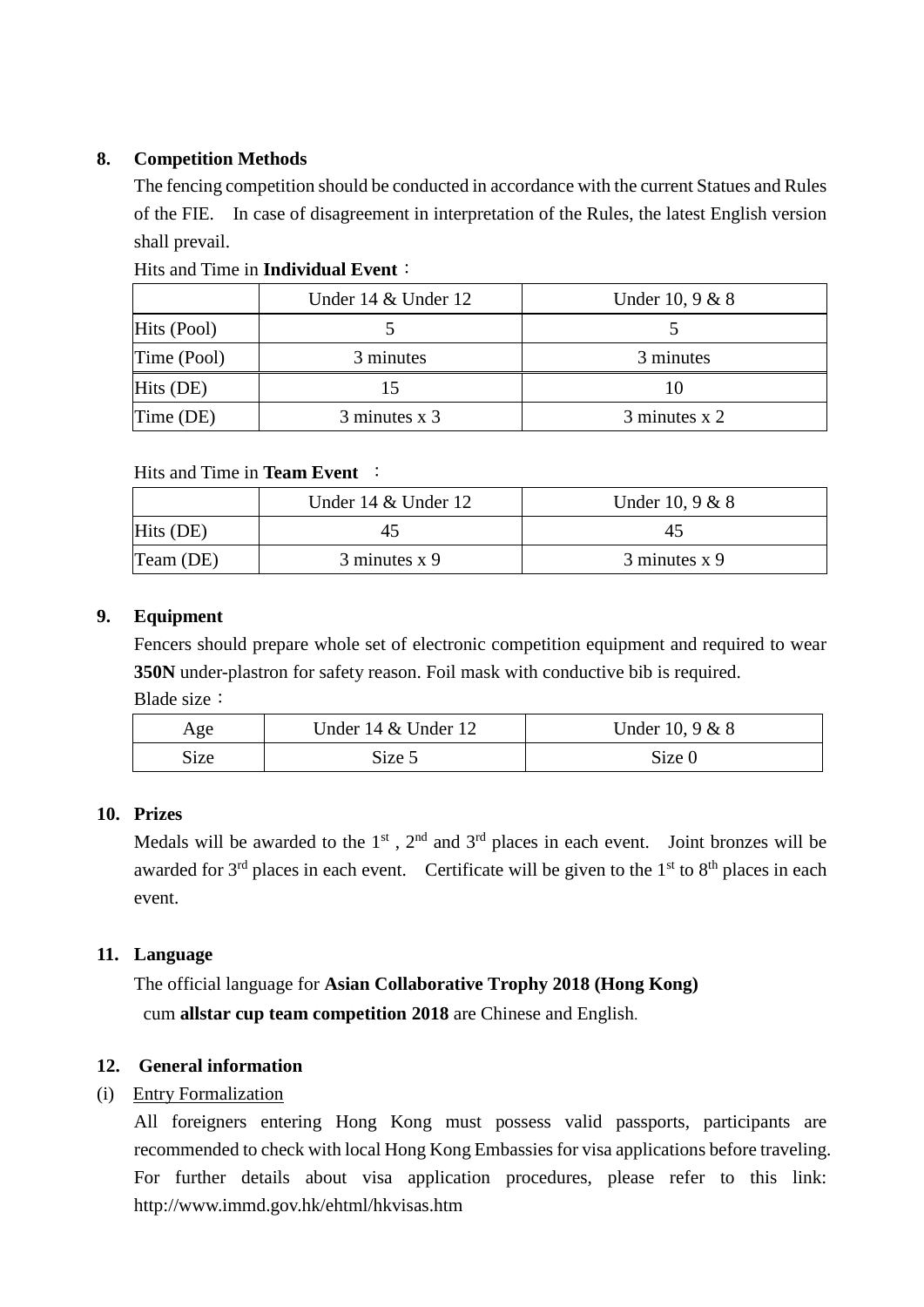## 8. Competition Methods

The fencing competition should be conducted in accordance with the current Statues and Rules of the FIE. In case of disagreement in interpretation of the Rules, the latest English version shall prevail.

Hits and Time in **Individual Event**：

| | Under 14 & Under 12 | Under 10, 9 & 8 |
|---|---|---|
| Hits (Pool) | 5 | 5 |
| Time (Pool) | 3 minutes | 3 minutes |
| Hits (DE) | 15 | 10 |
| Time (DE) | 3 minutes x 3 | 3 minutes x 2 |

Hits and Time in **Team Event** ：

| | Under 14 & Under 12 | Under 10, 9 & 8 |
|---|---|---|
| Hits (DE) | 45 | 45 |
| Team (DE) | 3 minutes x 9 | 3 minutes x 9 |

## 9. Equipment

Fencers should prepare whole set of electronic competition equipment and required to wear **350N** under-plastron for safety reason. Foil mask with conductive bib is required.

Blade size：

| Age | Under 14 & Under 12 | Under 10, 9 & 8 |
|---|---|---|
| Size | Size 5 | Size 0 |

## 10. Prizes

Medals will be awarded to the 1st , 2nd and 3rd places in each event. Joint bronzes will be awarded for 3rd places in each event. Certificate will be given to the 1st to 8th places in each event.

## 11. Language

The official language for **Asian Collaborative Trophy 2018 (Hong Kong)** cum **allstar cup team competition 2018** are Chinese and English.

## 12. General information

(i) Entry Formalization

All foreigners entering Hong Kong must possess valid passports, participants are recommended to check with local Hong Kong Embassies for visa applications before traveling. For further details about visa application procedures, please refer to this link: http://www.immd.gov.hk/ehtml/hkvisas.htm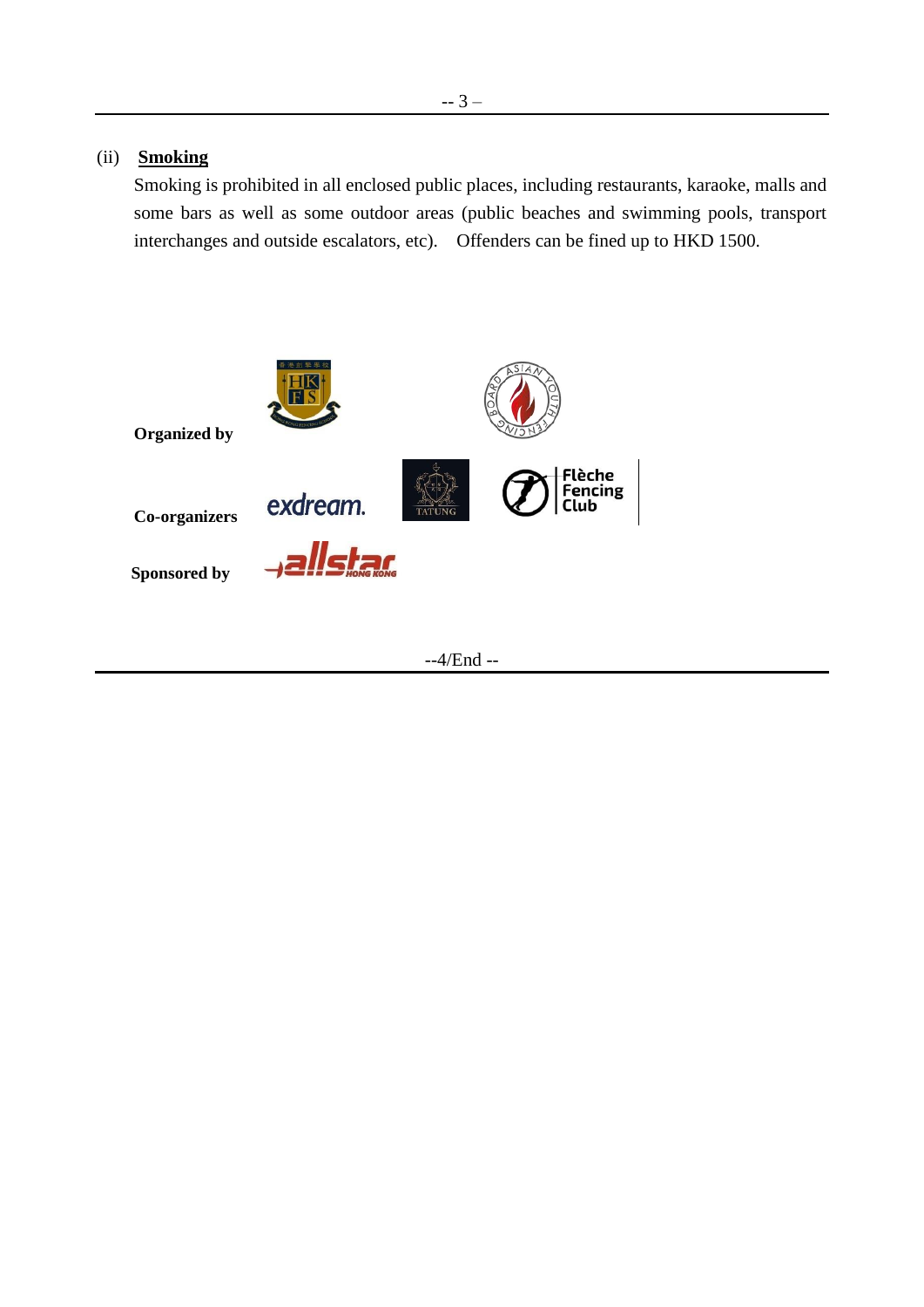(ii) **Smoking**

Smoking is prohibited in all enclosed public places, including restaurants, karaoke, malls and some bars as well as some outdoor areas (public beaches and swimming pools, transport interchanges and outside escalators, etc). Offenders can be fined up to HKD 1500.

**Organized by**

**Co-organizers**

**Sponsored by**

--4/End --